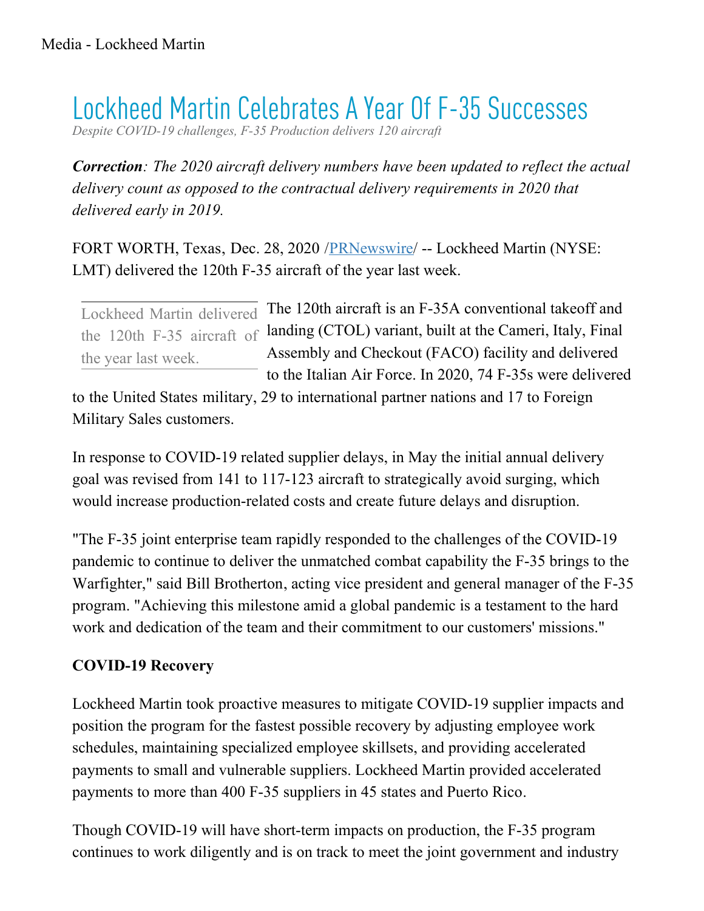# Lockheed Martin Celebrates A Year Of F-35 Successes

*Despite COVID-19 challenges, F-35 Production delivers 120 aircraft*

***Correction**: The 2020 aircraft delivery numbers have been updated to reflect the actual delivery count as opposed to the contractual delivery requirements in 2020 that delivered early in 2019.*

FORT WORTH, Texas, Dec. 28, 2020 /[PRNewswire](http://www.prnewswire.com/)/ -- Lockheed Martin (NYSE: LMT) delivered the 120th F-35 aircraft of the year last week.

> Lockheed Martin delivered the 120th F-35 aircraft of the year last week.

The 120th aircraft is an F-35A conventional takeoff and landing (CTOL) variant, built at the Cameri, Italy, Final Assembly and Checkout (FACO) facility and delivered to the Italian Air Force. In 2020, 74 F-35s were delivered to the United States military, 29 to international partner nations and 17 to Foreign Military Sales customers.

In response to COVID-19 related supplier delays, in May the initial annual delivery goal was revised from 141 to 117-123 aircraft to strategically avoid surging, which would increase production-related costs and create future delays and disruption.

"The F-35 joint enterprise team rapidly responded to the challenges of the COVID-19 pandemic to continue to deliver the unmatched combat capability the F-35 brings to the Warfighter," said Bill Brotherton, acting vice president and general manager of the F-35 program. "Achieving this milestone amid a global pandemic is a testament to the hard work and dedication of the team and their commitment to our customers' missions."

**COVID-19 Recovery**

Lockheed Martin took proactive measures to mitigate COVID-19 supplier impacts and position the program for the fastest possible recovery by adjusting employee work schedules, maintaining specialized employee skillsets, and providing accelerated payments to small and vulnerable suppliers. Lockheed Martin provided accelerated payments to more than 400 F-35 suppliers in 45 states and Puerto Rico.

Though COVID-19 will have short-term impacts on production, the F-35 program continues to work diligently and is on track to meet the joint government and industry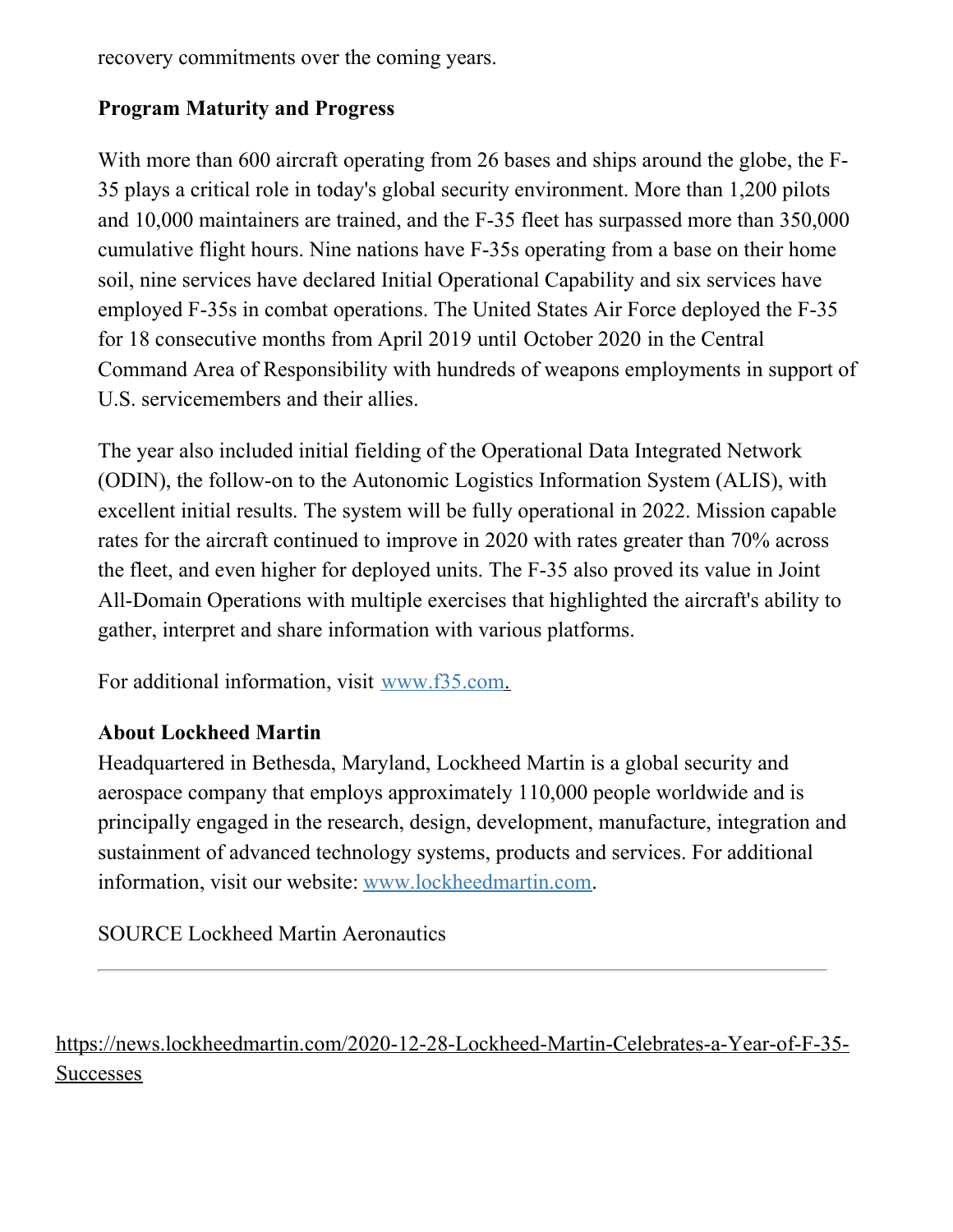recovery commitments over the coming years.

**Program Maturity and Progress**

With more than 600 aircraft operating from 26 bases and ships around the globe, the F-35 plays a critical role in today's global security environment. More than 1,200 pilots and 10,000 maintainers are trained, and the F-35 fleet has surpassed more than 350,000 cumulative flight hours. Nine nations have F-35s operating from a base on their home soil, nine services have declared Initial Operational Capability and six services have employed F-35s in combat operations. The United States Air Force deployed the F-35 for 18 consecutive months from April 2019 until October 2020 in the Central Command Area of Responsibility with hundreds of weapons employments in support of U.S. servicemembers and their allies.

The year also included initial fielding of the Operational Data Integrated Network (ODIN), the follow-on to the Autonomic Logistics Information System (ALIS), with excellent initial results. The system will be fully operational in 2022. Mission capable rates for the aircraft continued to improve in 2020 with rates greater than 70% across the fleet, and even higher for deployed units. The F-35 also proved its value in Joint All-Domain Operations with multiple exercises that highlighted the aircraft's ability to gather, interpret and share information with various platforms.

For additional information, visit [www.f35.com](http://www.f35.com).

**About Lockheed Martin**

Headquartered in Bethesda, Maryland, Lockheed Martin is a global security and aerospace company that employs approximately 110,000 people worldwide and is principally engaged in the research, design, development, manufacture, integration and sustainment of advanced technology systems, products and services. For additional information, visit our website: [www.lockheedmartin.com](http://www.lockheedmartin.com).

SOURCE Lockheed Martin Aeronautics

---

https://news.lockheedmartin.com/2020-12-28-Lockheed-Martin-Celebrates-a-Year-of-F-35-Successes